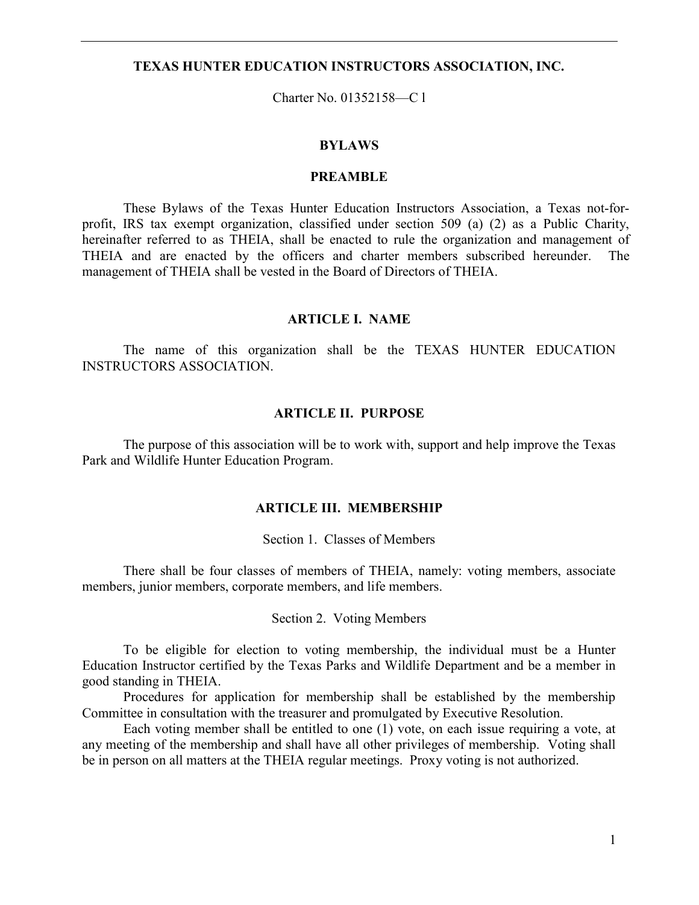# TEXAS HUNTER EDUCATION INSTRUCTORS ASSOCIATION, INC.

Charter No. 01352158—C l

## BYLAWS

## PREAMBLE

These Bylaws of the Texas Hunter Education Instructors Association, a Texas not-for-profit, IRS tax exempt organization, classified under section 509 (a) (2) as a Public Charity, hereinafter referred to as THEIA, shall be enacted to rule the organization and management of THEIA and are enacted by the officers and charter members subscribed hereunder. The management of THEIA shall be vested in the Board of Directors of THEIA.

## ARTICLE I. NAME

The name of this organization shall be the TEXAS HUNTER EDUCATION INSTRUCTORS ASSOCIATION.

## ARTICLE II. PURPOSE

The purpose of this association will be to work with, support and help improve the Texas Park and Wildlife Hunter Education Program.

## ARTICLE III. MEMBERSHIP

### Section 1. Classes of Members

There shall be four classes of members of THEIA, namely: voting members, associate members, junior members, corporate members, and life members.

### Section 2. Voting Members

To be eligible for election to voting membership, the individual must be a Hunter Education Instructor certified by the Texas Parks and Wildlife Department and be a member in good standing in THEIA.

Procedures for application for membership shall be established by the membership Committee in consultation with the treasurer and promulgated by Executive Resolution.

Each voting member shall be entitled to one (1) vote, on each issue requiring a vote, at any meeting of the membership and shall have all other privileges of membership. Voting shall be in person on all matters at the THEIA regular meetings. Proxy voting is not authorized.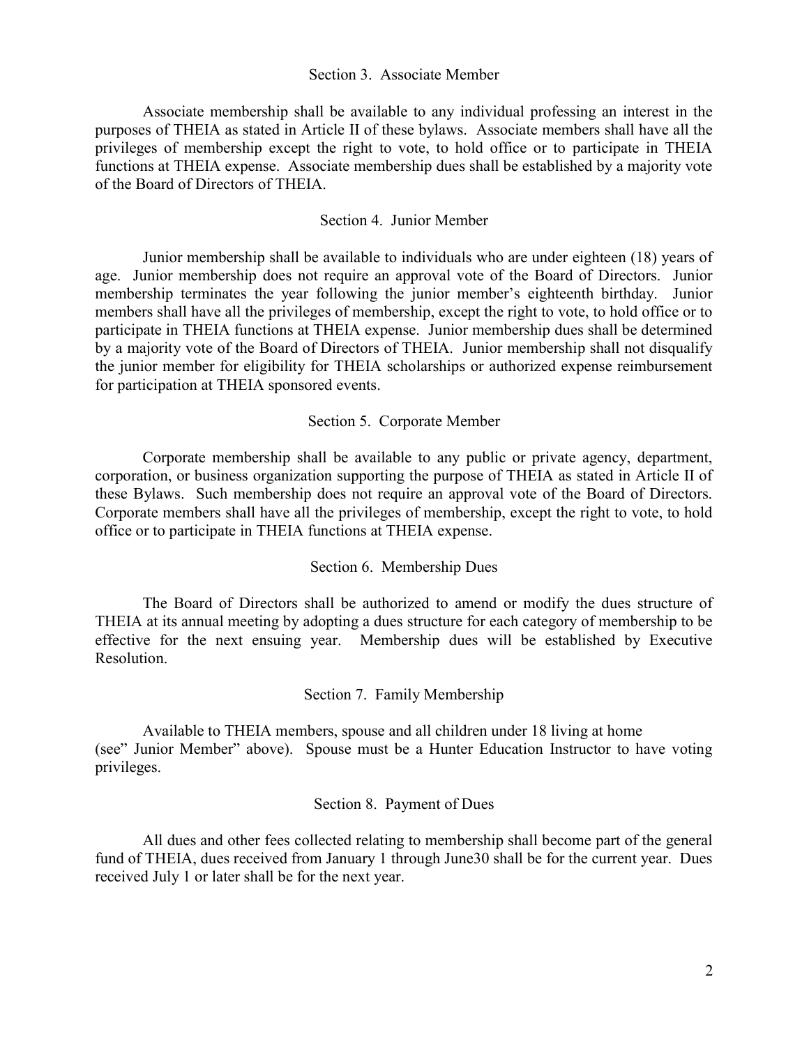### Section 3. Associate Member

Associate membership shall be available to any individual professing an interest in the purposes of THEIA as stated in Article II of these bylaws. Associate members shall have all the privileges of membership except the right to vote, to hold office or to participate in THEIA functions at THEIA expense. Associate membership dues shall be established by a majority vote of the Board of Directors of THEIA.

### Section 4. Junior Member

Junior membership shall be available to individuals who are under eighteen (18) years of age. Junior membership does not require an approval vote of the Board of Directors. Junior membership terminates the year following the junior member's eighteenth birthday. Junior members shall have all the privileges of membership, except the right to vote, to hold office or to participate in THEIA functions at THEIA expense. Junior membership dues shall be determined by a majority vote of the Board of Directors of THEIA. Junior membership shall not disqualify the junior member for eligibility for THEIA scholarships or authorized expense reimbursement for participation at THEIA sponsored events.

### Section 5. Corporate Member

Corporate membership shall be available to any public or private agency, department, corporation, or business organization supporting the purpose of THEIA as stated in Article II of these Bylaws. Such membership does not require an approval vote of the Board of Directors. Corporate members shall have all the privileges of membership, except the right to vote, to hold office or to participate in THEIA functions at THEIA expense.

### Section 6. Membership Dues

The Board of Directors shall be authorized to amend or modify the dues structure of THEIA at its annual meeting by adopting a dues structure for each category of membership to be effective for the next ensuing year. Membership dues will be established by Executive Resolution.

### Section 7. Family Membership

Available to THEIA members, spouse and all children under 18 living at home (see" Junior Member" above). Spouse must be a Hunter Education Instructor to have voting privileges.

### Section 8. Payment of Dues

All dues and other fees collected relating to membership shall become part of the general fund of THEIA, dues received from January 1 through June30 shall be for the current year. Dues received July 1 or later shall be for the next year.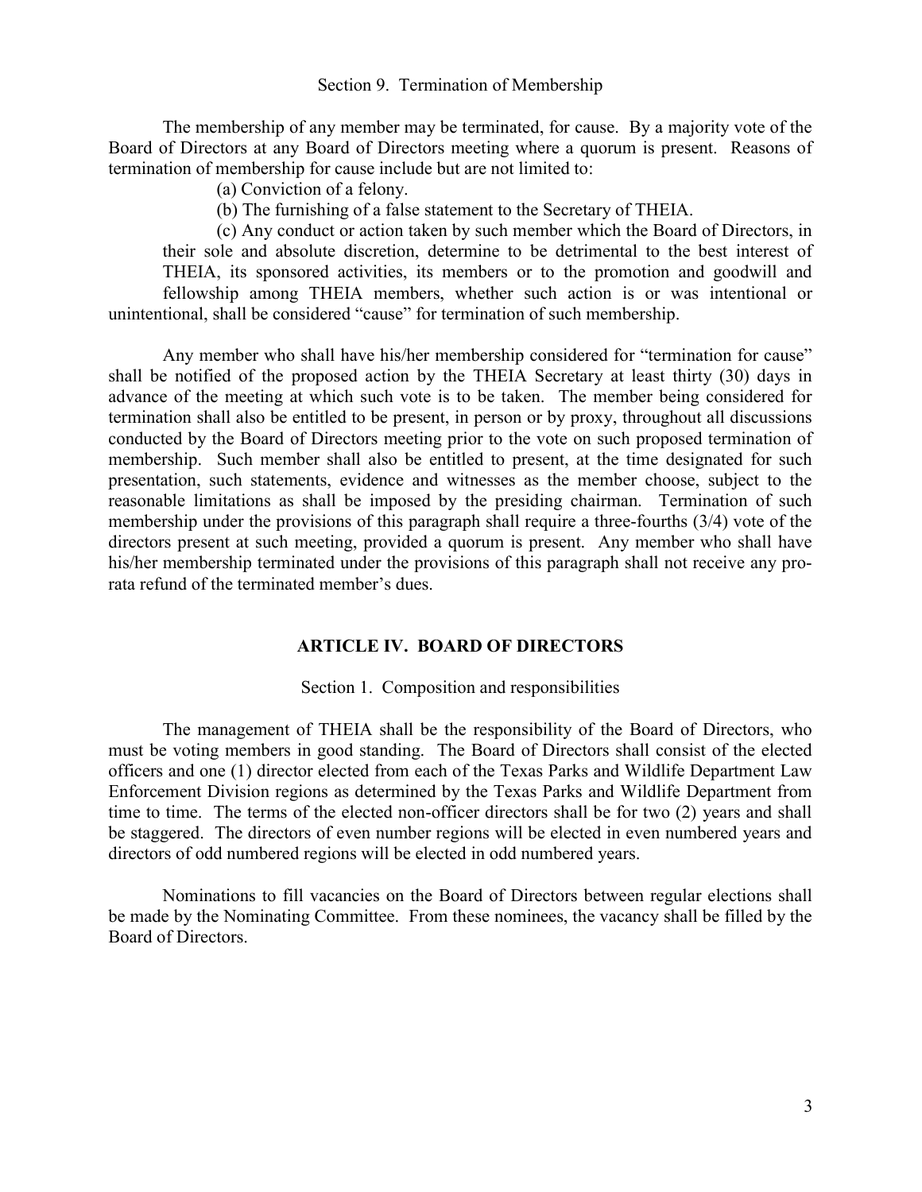Section 9. Termination of Membership

The membership of any member may be terminated, for cause. By a majority vote of the Board of Directors at any Board of Directors meeting where a quorum is present. Reasons of termination of membership for cause include but are not limited to:

(a) Conviction of a felony.

(b) The furnishing of a false statement to the Secretary of THEIA.

(c) Any conduct or action taken by such member which the Board of Directors, in their sole and absolute discretion, determine to be detrimental to the best interest of THEIA, its sponsored activities, its members or to the promotion and goodwill and fellowship among THEIA members, whether such action is or was intentional or unintentional, shall be considered "cause" for termination of such membership.

Any member who shall have his/her membership considered for "termination for cause" shall be notified of the proposed action by the THEIA Secretary at least thirty (30) days in advance of the meeting at which such vote is to be taken. The member being considered for termination shall also be entitled to be present, in person or by proxy, throughout all discussions conducted by the Board of Directors meeting prior to the vote on such proposed termination of membership. Such member shall also be entitled to present, at the time designated for such presentation, such statements, evidence and witnesses as the member choose, subject to the reasonable limitations as shall be imposed by the presiding chairman. Termination of such membership under the provisions of this paragraph shall require a three-fourths (3/4) vote of the directors present at such meeting, provided a quorum is present. Any member who shall have his/her membership terminated under the provisions of this paragraph shall not receive any pro-rata refund of the terminated member's dues.

## ARTICLE IV. BOARD OF DIRECTORS

Section 1. Composition and responsibilities

The management of THEIA shall be the responsibility of the Board of Directors, who must be voting members in good standing. The Board of Directors shall consist of the elected officers and one (1) director elected from each of the Texas Parks and Wildlife Department Law Enforcement Division regions as determined by the Texas Parks and Wildlife Department from time to time. The terms of the elected non-officer directors shall be for two (2) years and shall be staggered. The directors of even number regions will be elected in even numbered years and directors of odd numbered regions will be elected in odd numbered years.

Nominations to fill vacancies on the Board of Directors between regular elections shall be made by the Nominating Committee. From these nominees, the vacancy shall be filled by the Board of Directors.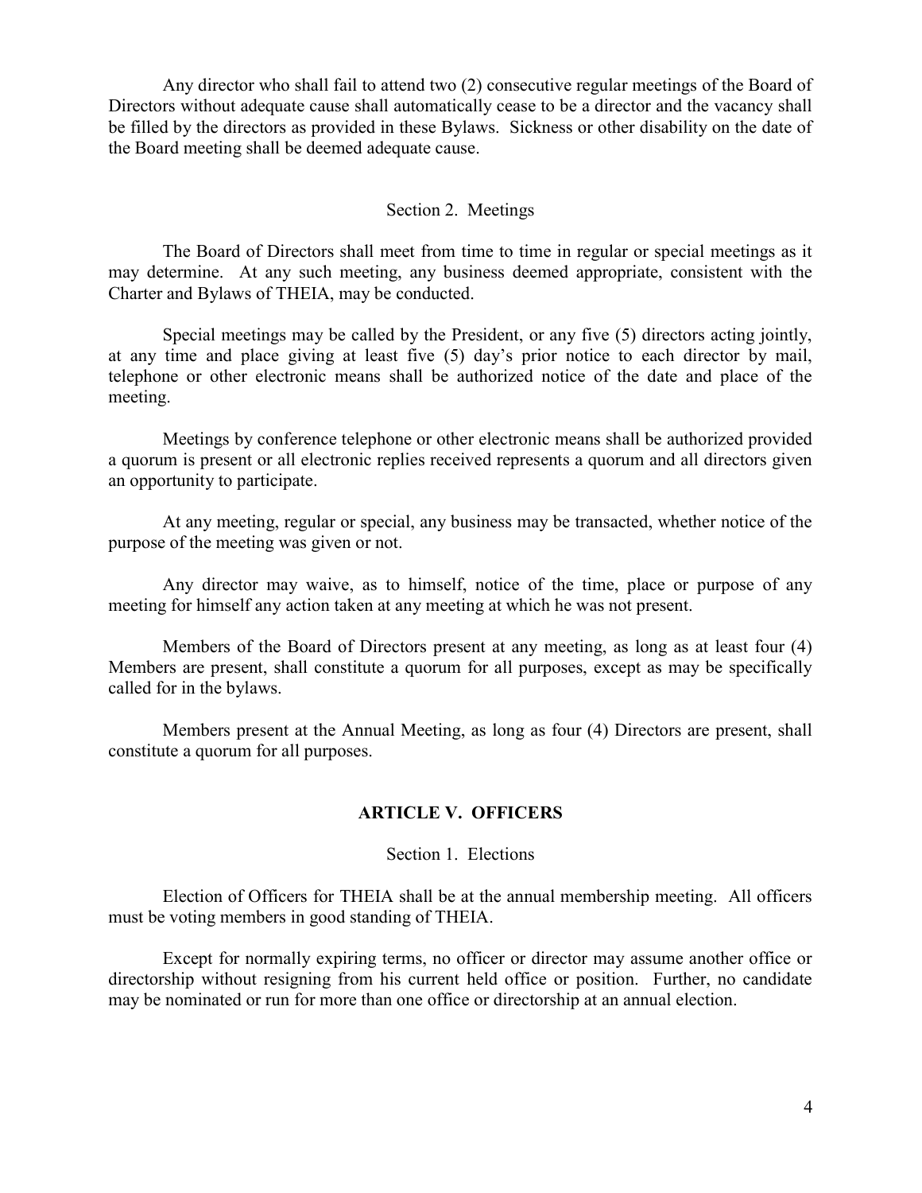Any director who shall fail to attend two (2) consecutive regular meetings of the Board of Directors without adequate cause shall automatically cease to be a director and the vacancy shall be filled by the directors as provided in these Bylaws. Sickness or other disability on the date of the Board meeting shall be deemed adequate cause.

### Section 2. Meetings

The Board of Directors shall meet from time to time in regular or special meetings as it may determine. At any such meeting, any business deemed appropriate, consistent with the Charter and Bylaws of THEIA, may be conducted.

Special meetings may be called by the President, or any five (5) directors acting jointly, at any time and place giving at least five (5) day's prior notice to each director by mail, telephone or other electronic means shall be authorized notice of the date and place of the meeting.

Meetings by conference telephone or other electronic means shall be authorized provided a quorum is present or all electronic replies received represents a quorum and all directors given an opportunity to participate.

At any meeting, regular or special, any business may be transacted, whether notice of the purpose of the meeting was given or not.

Any director may waive, as to himself, notice of the time, place or purpose of any meeting for himself any action taken at any meeting at which he was not present.

Members of the Board of Directors present at any meeting, as long as at least four (4) Members are present, shall constitute a quorum for all purposes, except as may be specifically called for in the bylaws.

Members present at the Annual Meeting, as long as four (4) Directors are present, shall constitute a quorum for all purposes.

## ARTICLE V. OFFICERS

### Section 1. Elections

Election of Officers for THEIA shall be at the annual membership meeting. All officers must be voting members in good standing of THEIA.

Except for normally expiring terms, no officer or director may assume another office or directorship without resigning from his current held office or position. Further, no candidate may be nominated or run for more than one office or directorship at an annual election.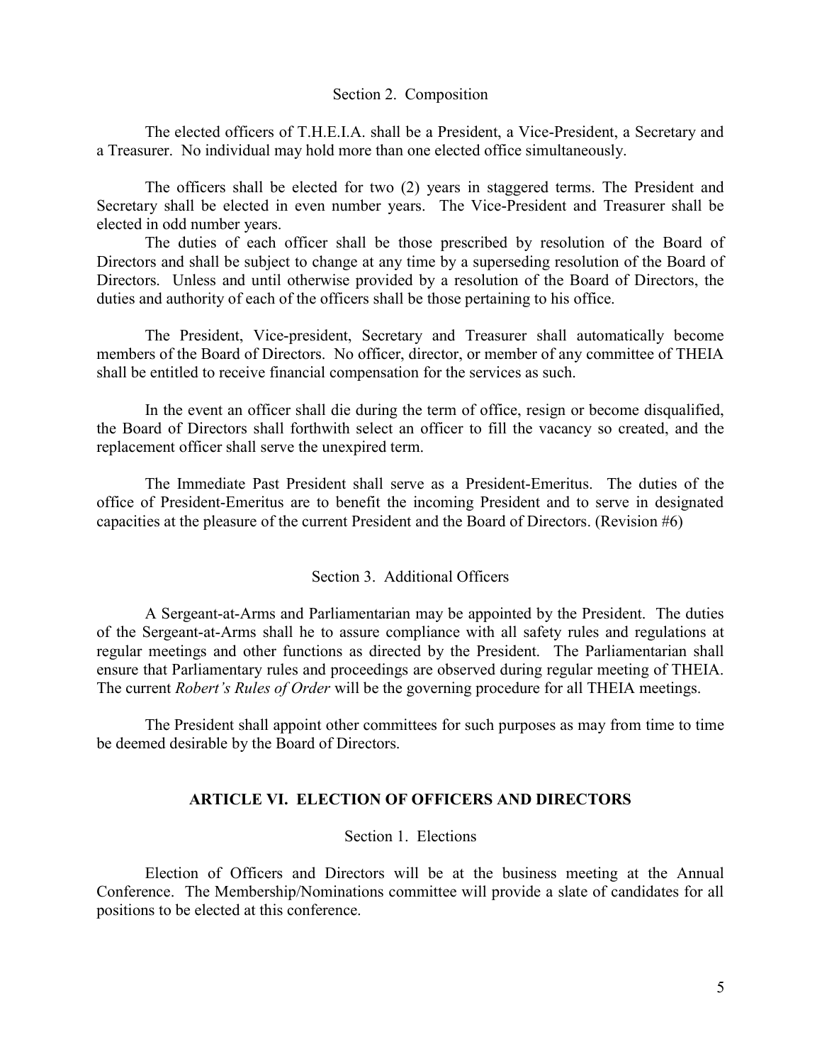### Section 2. Composition

The elected officers of T.H.E.I.A. shall be a President, a Vice-President, a Secretary and a Treasurer. No individual may hold more than one elected office simultaneously.

The officers shall be elected for two (2) years in staggered terms. The President and Secretary shall be elected in even number years. The Vice-President and Treasurer shall be elected in odd number years.

The duties of each officer shall be those prescribed by resolution of the Board of Directors and shall be subject to change at any time by a superseding resolution of the Board of Directors. Unless and until otherwise provided by a resolution of the Board of Directors, the duties and authority of each of the officers shall be those pertaining to his office.

The President, Vice-president, Secretary and Treasurer shall automatically become members of the Board of Directors. No officer, director, or member of any committee of THEIA shall be entitled to receive financial compensation for the services as such.

In the event an officer shall die during the term of office, resign or become disqualified, the Board of Directors shall forthwith select an officer to fill the vacancy so created, and the replacement officer shall serve the unexpired term.

The Immediate Past President shall serve as a President-Emeritus. The duties of the office of President-Emeritus are to benefit the incoming President and to serve in designated capacities at the pleasure of the current President and the Board of Directors. (Revision #6)

### Section 3. Additional Officers

A Sergeant-at-Arms and Parliamentarian may be appointed by the President. The duties of the Sergeant-at-Arms shall he to assure compliance with all safety rules and regulations at regular meetings and other functions as directed by the President. The Parliamentarian shall ensure that Parliamentary rules and proceedings are observed during regular meeting of THEIA. The current *Robert's Rules of Order* will be the governing procedure for all THEIA meetings.

The President shall appoint other committees for such purposes as may from time to time be deemed desirable by the Board of Directors.

## ARTICLE VI. ELECTION OF OFFICERS AND DIRECTORS

### Section 1. Elections

Election of Officers and Directors will be at the business meeting at the Annual Conference. The Membership/Nominations committee will provide a slate of candidates for all positions to be elected at this conference.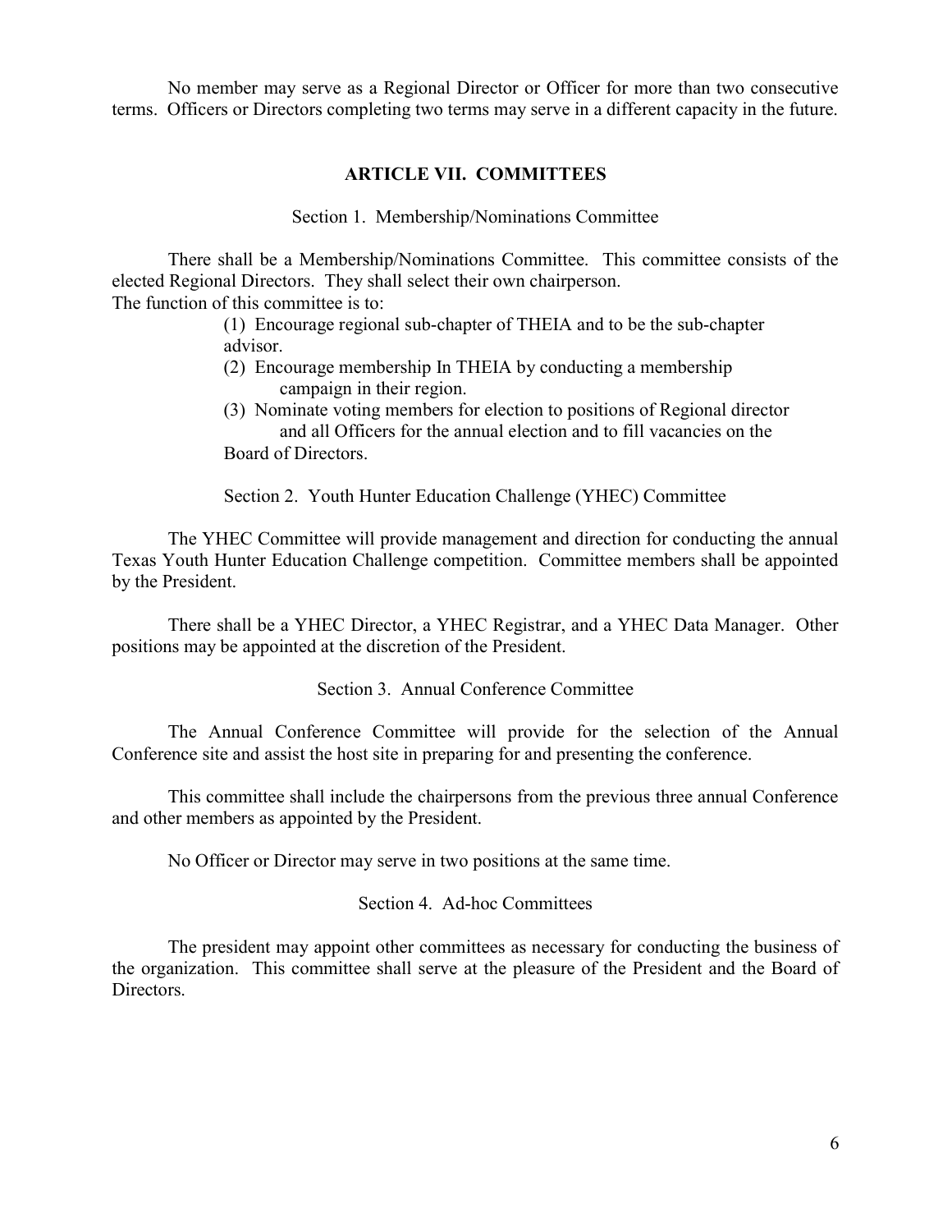No member may serve as a Regional Director or Officer for more than two consecutive terms. Officers or Directors completing two terms may serve in a different capacity in the future.

## ARTICLE VII. COMMITTEES

### Section 1. Membership/Nominations Committee

There shall be a Membership/Nominations Committee. This committee consists of the elected Regional Directors. They shall select their own chairperson.
The function of this committee is to:

(1) Encourage regional sub-chapter of THEIA and to be the sub-chapter advisor.
(2) Encourage membership In THEIA by conducting a membership campaign in their region.
(3) Nominate voting members for election to positions of Regional director and all Officers for the annual election and to fill vacancies on the Board of Directors.

### Section 2. Youth Hunter Education Challenge (YHEC) Committee

The YHEC Committee will provide management and direction for conducting the annual Texas Youth Hunter Education Challenge competition. Committee members shall be appointed by the President.

There shall be a YHEC Director, a YHEC Registrar, and a YHEC Data Manager. Other positions may be appointed at the discretion of the President.

### Section 3. Annual Conference Committee

The Annual Conference Committee will provide for the selection of the Annual Conference site and assist the host site in preparing for and presenting the conference.

This committee shall include the chairpersons from the previous three annual Conference and other members as appointed by the President.

No Officer or Director may serve in two positions at the same time.

### Section 4. Ad-hoc Committees

The president may appoint other committees as necessary for conducting the business of the organization. This committee shall serve at the pleasure of the President and the Board of Directors.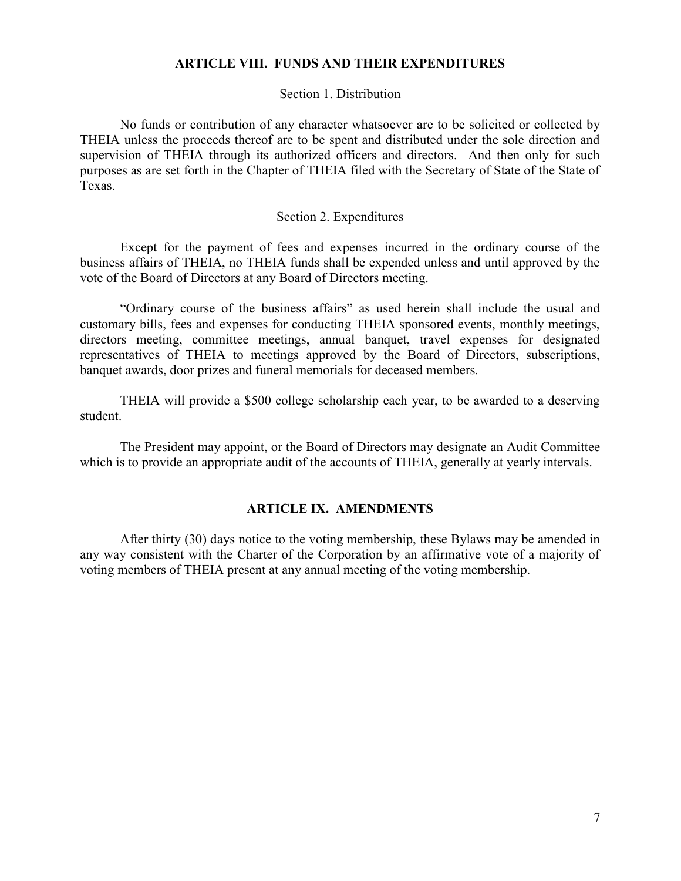## ARTICLE VIII. FUNDS AND THEIR EXPENDITURES

### Section 1. Distribution

No funds or contribution of any character whatsoever are to be solicited or collected by THEIA unless the proceeds thereof are to be spent and distributed under the sole direction and supervision of THEIA through its authorized officers and directors. And then only for such purposes as are set forth in the Chapter of THEIA filed with the Secretary of State of the State of Texas.

### Section 2. Expenditures

Except for the payment of fees and expenses incurred in the ordinary course of the business affairs of THEIA, no THEIA funds shall be expended unless and until approved by the vote of the Board of Directors at any Board of Directors meeting.

"Ordinary course of the business affairs" as used herein shall include the usual and customary bills, fees and expenses for conducting THEIA sponsored events, monthly meetings, directors meeting, committee meetings, annual banquet, travel expenses for designated representatives of THEIA to meetings approved by the Board of Directors, subscriptions, banquet awards, door prizes and funeral memorials for deceased members.

THEIA will provide a $500 college scholarship each year, to be awarded to a deserving student.

The President may appoint, or the Board of Directors may designate an Audit Committee which is to provide an appropriate audit of the accounts of THEIA, generally at yearly intervals.

## ARTICLE IX. AMENDMENTS

After thirty (30) days notice to the voting membership, these Bylaws may be amended in any way consistent with the Charter of the Corporation by an affirmative vote of a majority of voting members of THEIA present at any annual meeting of the voting membership.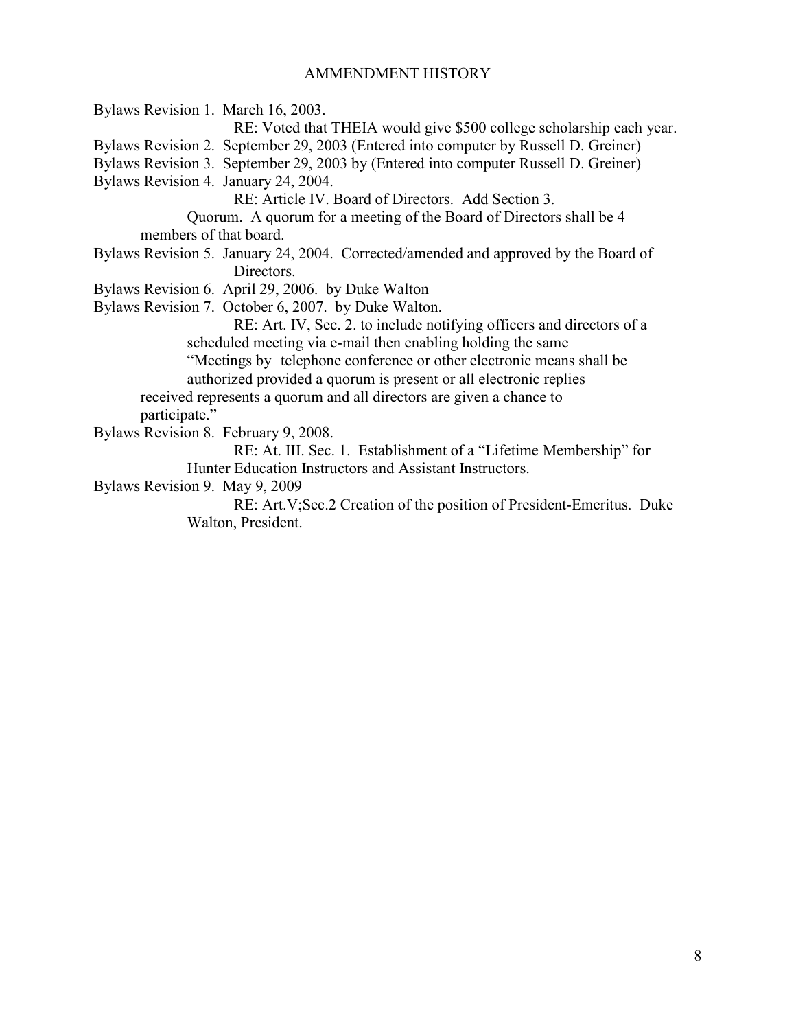## AMMENDMENT HISTORY

Bylaws Revision 1. March 16, 2003.

RE: Voted that THEIA would give $500 college scholarship each year.

Bylaws Revision 2. September 29, 2003 (Entered into computer by Russell D. Greiner)

Bylaws Revision 3. September 29, 2003 by (Entered into computer Russell D. Greiner)

Bylaws Revision 4. January 24, 2004.

RE: Article IV. Board of Directors. Add Section 3.

Quorum. A quorum for a meeting of the Board of Directors shall be 4 members of that board.

Bylaws Revision 5. January 24, 2004. Corrected/amended and approved by the Board of Directors.

Bylaws Revision 6. April 29, 2006. by Duke Walton

Bylaws Revision 7. October 6, 2007. by Duke Walton.

RE: Art. IV, Sec. 2. to include notifying officers and directors of a scheduled meeting via e-mail then enabling holding the same "Meetings by telephone conference or other electronic means shall be authorized provided a quorum is present or all electronic replies received represents a quorum and all directors are given a chance to participate."

Bylaws Revision 8. February 9, 2008.

RE: At. III. Sec. 1. Establishment of a "Lifetime Membership" for Hunter Education Instructors and Assistant Instructors.

Bylaws Revision 9. May 9, 2009

RE: Art.V;Sec.2 Creation of the position of President-Emeritus. Duke Walton, President.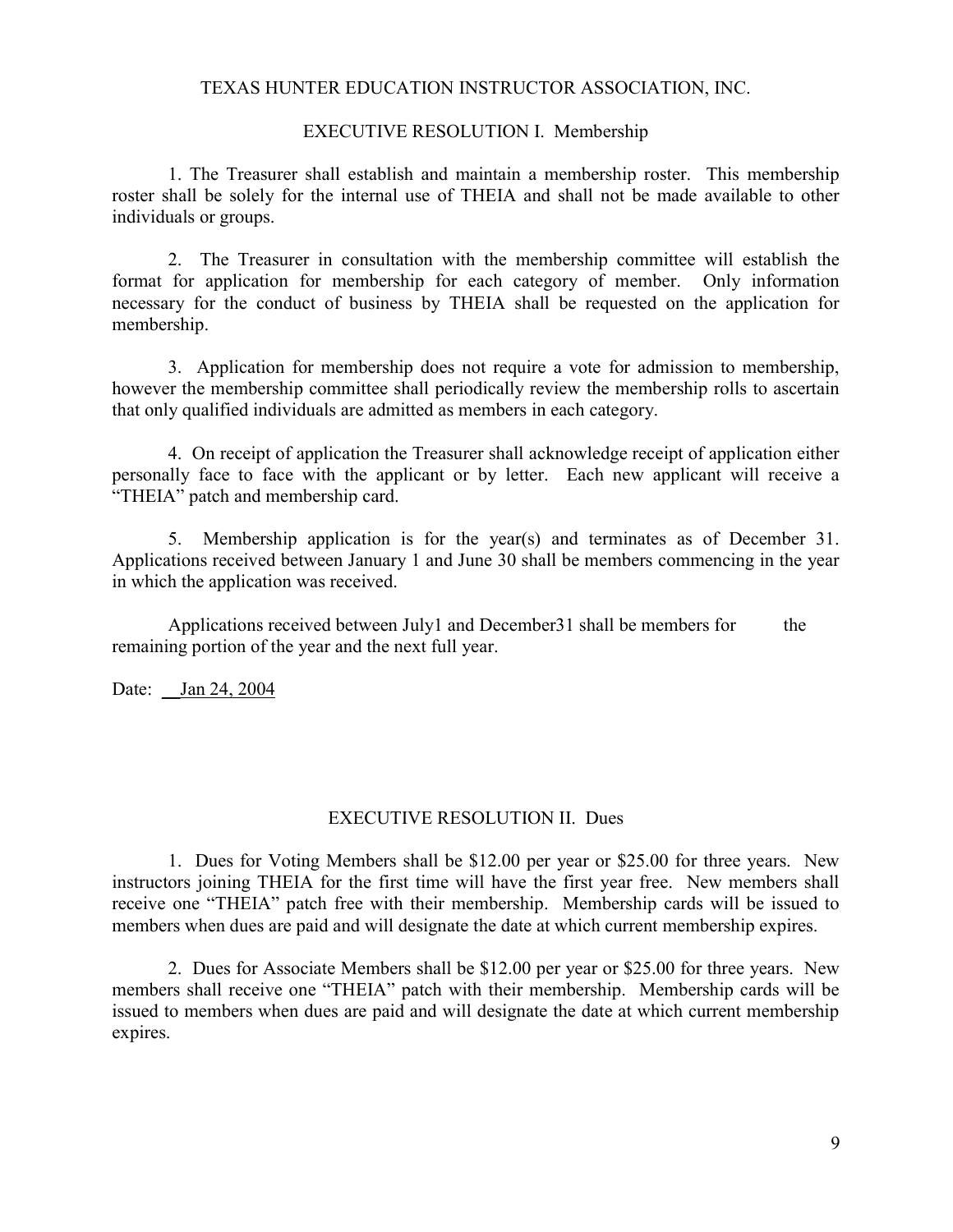TEXAS HUNTER EDUCATION INSTRUCTOR ASSOCIATION, INC.

## EXECUTIVE RESOLUTION I. Membership

1. The Treasurer shall establish and maintain a membership roster. This membership roster shall be solely for the internal use of THEIA and shall not be made available to other individuals or groups.

2. The Treasurer in consultation with the membership committee will establish the format for application for membership for each category of member. Only information necessary for the conduct of business by THEIA shall be requested on the application for membership.

3. Application for membership does not require a vote for admission to membership, however the membership committee shall periodically review the membership rolls to ascertain that only qualified individuals are admitted as members in each category.

4. On receipt of application the Treasurer shall acknowledge receipt of application either personally face to face with the applicant or by letter. Each new applicant will receive a "THEIA" patch and membership card.

5. Membership application is for the year(s) and terminates as of December 31. Applications received between January 1 and June 30 shall be members commencing in the year in which the application was received.

Applications received between July1 and December31 shall be members for the remaining portion of the year and the next full year.

Date: Jan 24, 2004

## EXECUTIVE RESOLUTION II. Dues

1. Dues for Voting Members shall be $12.00 per year or $25.00 for three years. New instructors joining THEIA for the first time will have the first year free. New members shall receive one "THEIA" patch free with their membership. Membership cards will be issued to members when dues are paid and will designate the date at which current membership expires.

2. Dues for Associate Members shall be $12.00 per year or $25.00 for three years. New members shall receive one "THEIA" patch with their membership. Membership cards will be issued to members when dues are paid and will designate the date at which current membership expires.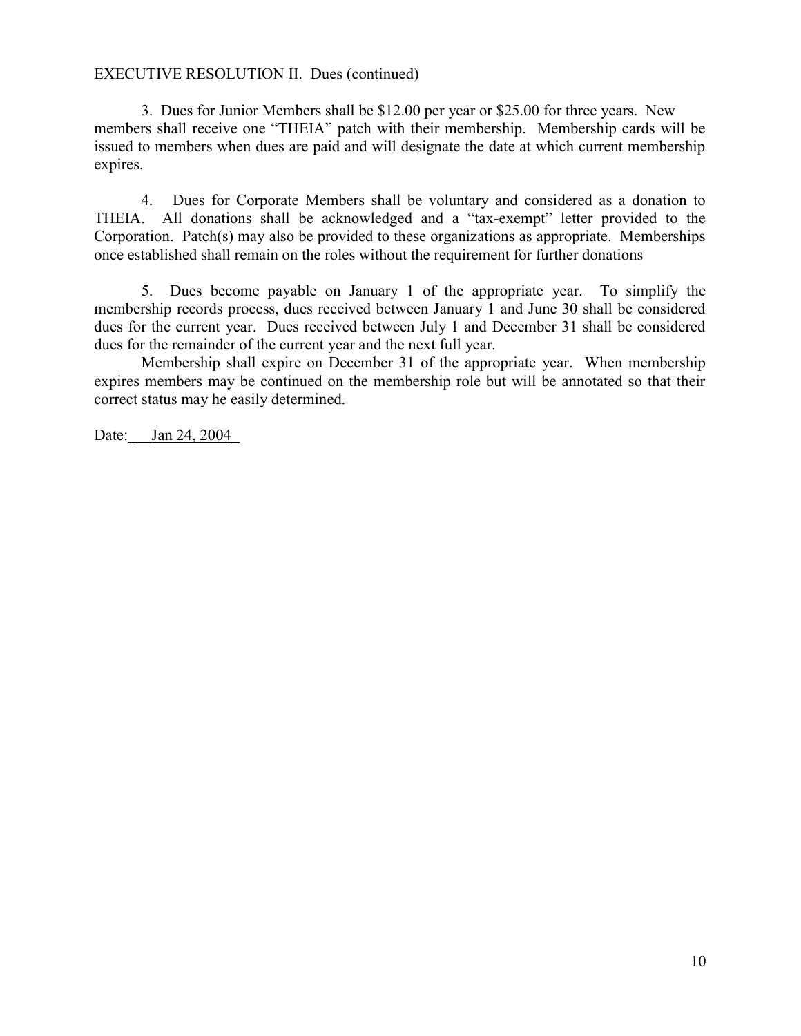EXECUTIVE RESOLUTION II. Dues (continued)

3. Dues for Junior Members shall be $12.00 per year or $25.00 for three years. New members shall receive one "THEIA" patch with their membership. Membership cards will be issued to members when dues are paid and will designate the date at which current membership expires.

4. Dues for Corporate Members shall be voluntary and considered as a donation to THEIA. All donations shall be acknowledged and a "tax-exempt" letter provided to the Corporation. Patch(s) may also be provided to these organizations as appropriate. Memberships once established shall remain on the roles without the requirement for further donations

5. Dues become payable on January 1 of the appropriate year. To simplify the membership records process, dues received between January 1 and June 30 shall be considered dues for the current year. Dues received between July 1 and December 31 shall be considered dues for the remainder of the current year and the next full year.

Membership shall expire on December 31 of the appropriate year. When membership expires members may be continued on the membership role but will be annotated so that their correct status may he easily determined.

Date: Jan 24, 2004